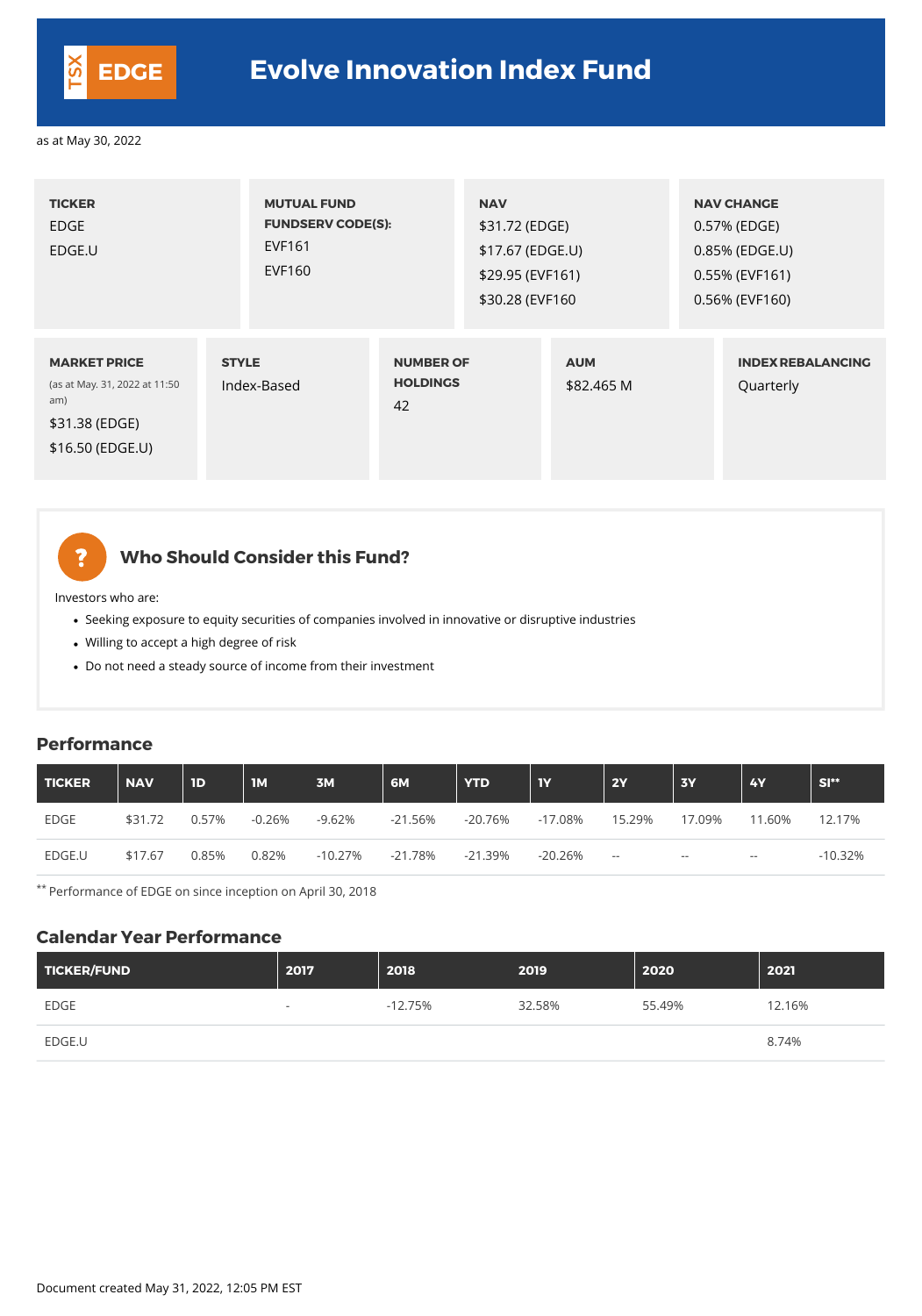# TSX EDGE

# Evolve Innovation Index Fund

as at May 30, 2022

| TICKER | MUTUAL FUND FUNDSERV CODE(S): | NAV | NAV CHANGE |
|---|---|---|---|
| EDGE<br>EDGE.U | EVF161<br>EVF160 | $31.72 (EDGE)<br>$17.67 (EDGE.U)<br>$29.95 (EVF161)<br>$30.28 (EVF160 | 0.57% (EDGE)<br>0.85% (EDGE.U)<br>0.55% (EVF161)<br>0.56% (EVF160) |

| MARKET PRICE (as at May. 31, 2022 at 11:50 am) | STYLE | NUMBER OF HOLDINGS | AUM | INDEX REBALANCING |
|---|---|---|---|---|
| $31.38 (EDGE)<br>$16.50 (EDGE.U) | Index-Based | 42 | $82.465 M | Quarterly |

## Who Should Consider this Fund?

Investors who are:

- Seeking exposure to equity securities of companies involved in innovative or disruptive industries
- Willing to accept a high degree of risk
- Do not need a steady source of income from their investment

## Performance

| TICKER | NAV | 1D | 1M | 3M | 6M | YTD | 1Y | 2Y | 3Y | 4Y | SI** |
|---|---|---|---|---|---|---|---|---|---|---|---|
| EDGE | $31.72 | 0.57% | -0.26% | -9.62% | -21.56% | -20.76% | -17.08% | 15.29% | 17.09% | 11.60% | 12.17% |
| EDGE.U | $17.67 | 0.85% | 0.82% | -10.27% | -21.78% | -21.39% | -20.26% | -- | -- | -- | -10.32% |

** Performance of EDGE on since inception on April 30, 2018

## Calendar Year Performance

| TICKER/FUND | 2017 | 2018 | 2019 | 2020 | 2021 |
|---|---|---|---|---|---|
| EDGE | - | -12.75% | 32.58% | 55.49% | 12.16% |
| EDGE.U | | | | | 8.74% |

Document created May 31, 2022, 12:05 PM EST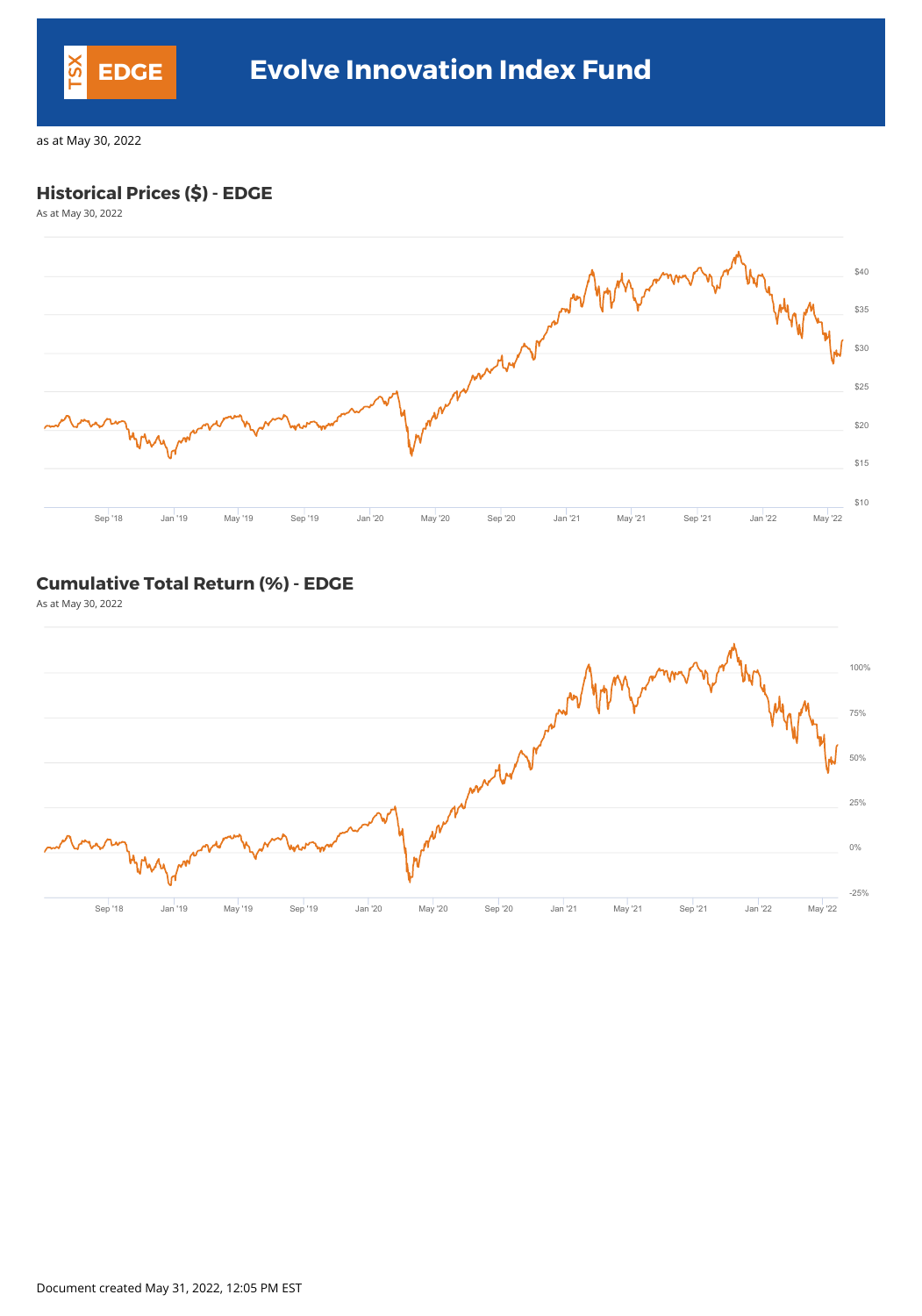# Evolve Innovation Index Fund

TSX EDGE

as at May 30, 2022

## Historical Prices ($) - EDGE

As at May 30, 2022

## Cumulative Total Return (%) - EDGE

As at May 30, 2022

Document created May 31, 2022, 12:05 PM EST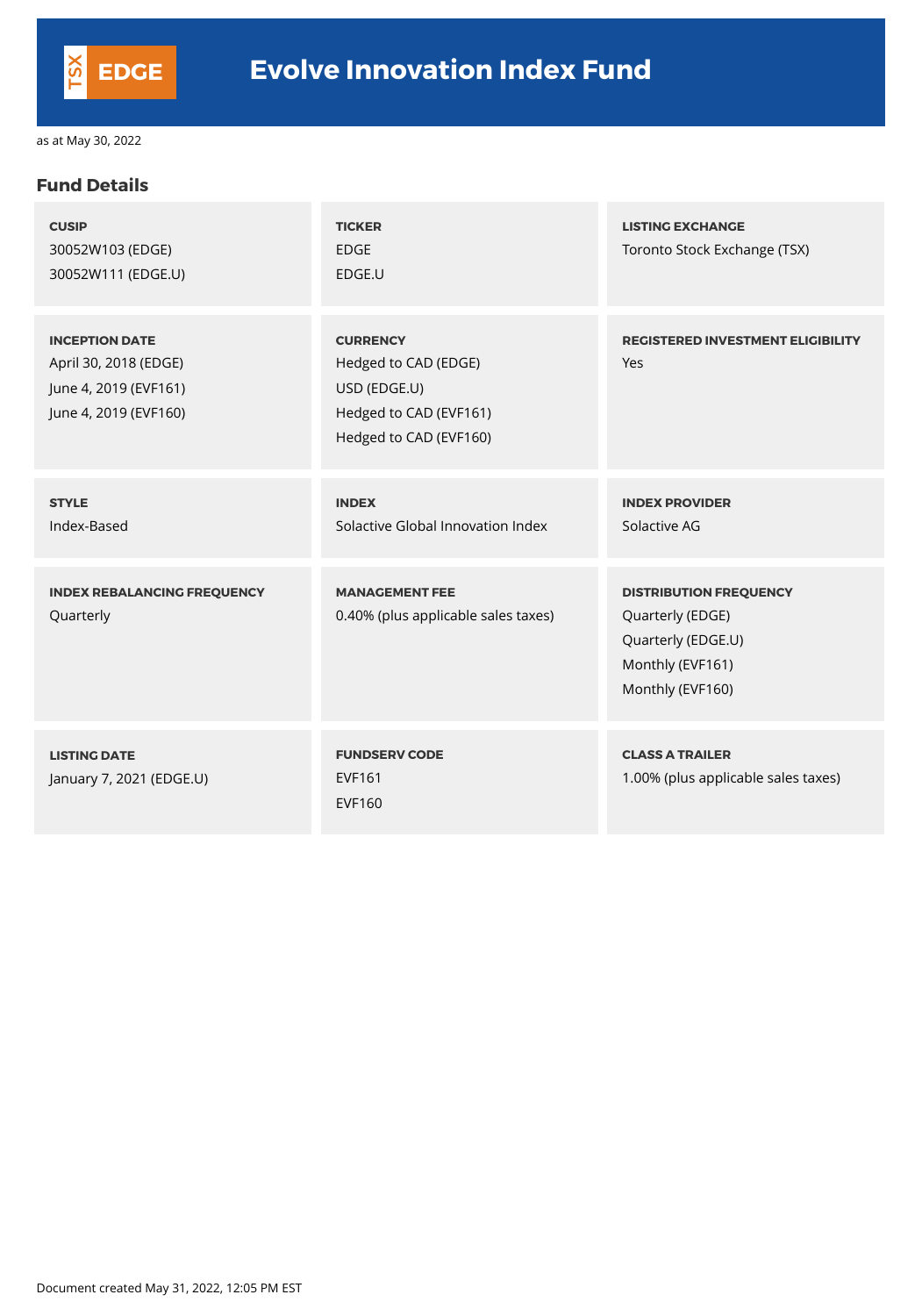# Evolve Innovation Index Fund

TSX EDGE

as at May 30, 2022

## Fund Details

| | | |
|---|---|---|
| **CUSIP**<br>30052W103 (EDGE)<br>30052W111 (EDGE.U) | **TICKER**<br>EDGE<br>EDGE.U | **LISTING EXCHANGE**<br>Toronto Stock Exchange (TSX) |
| **INCEPTION DATE**<br>April 30, 2018 (EDGE)<br>June 4, 2019 (EVF161)<br>June 4, 2019 (EVF160) | **CURRENCY**<br>Hedged to CAD (EDGE)<br>USD (EDGE.U)<br>Hedged to CAD (EVF161)<br>Hedged to CAD (EVF160) | **REGISTERED INVESTMENT ELIGIBILITY**<br>Yes |
| **STYLE**<br>Index-Based | **INDEX**<br>Solactive Global Innovation Index | **INDEX PROVIDER**<br>Solactive AG |
| **INDEX REBALANCING FREQUENCY**<br>Quarterly | **MANAGEMENT FEE**<br>0.40% (plus applicable sales taxes) | **DISTRIBUTION FREQUENCY**<br>Quarterly (EDGE)<br>Quarterly (EDGE.U)<br>Monthly (EVF161)<br>Monthly (EVF160) |
| **LISTING DATE**<br>January 7, 2021 (EDGE.U) | **FUNDSERV CODE**<br>EVF161<br>EVF160 | **CLASS A TRAILER**<br>1.00% (plus applicable sales taxes) |

Document created May 31, 2022, 12:05 PM EST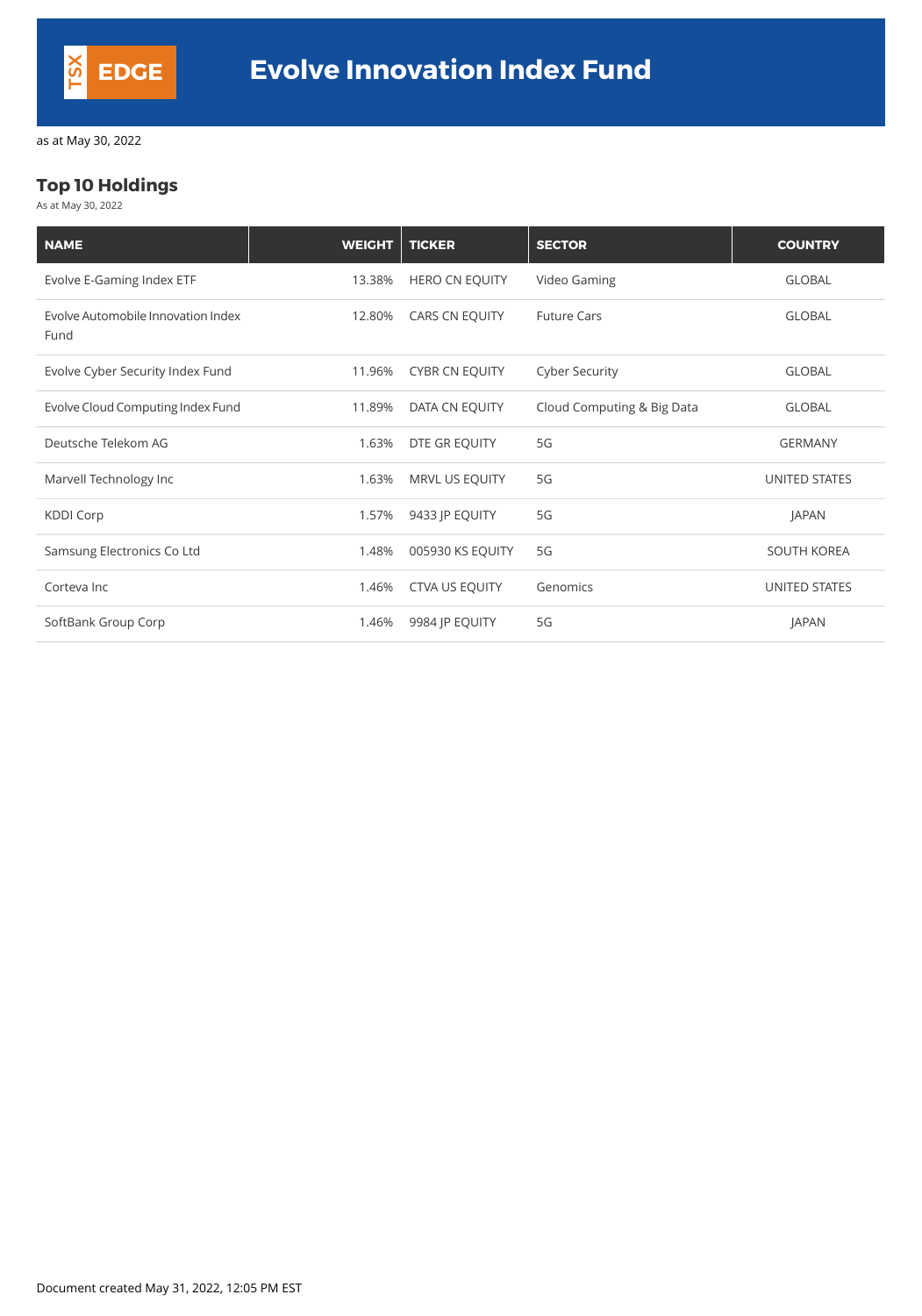TSX EDGE

# Evolve Innovation Index Fund

as at May 30, 2022

## Top 10 Holdings

As at May 30, 2022

| NAME | WEIGHT | TICKER | SECTOR | COUNTRY |
|---|---|---|---|---|
| Evolve E-Gaming Index ETF | 13.38% | HERO CN EQUITY | Video Gaming | GLOBAL |
| Evolve Automobile Innovation Index Fund | 12.80% | CARS CN EQUITY | Future Cars | GLOBAL |
| Evolve Cyber Security Index Fund | 11.96% | CYBR CN EQUITY | Cyber Security | GLOBAL |
| Evolve Cloud Computing Index Fund | 11.89% | DATA CN EQUITY | Cloud Computing & Big Data | GLOBAL |
| Deutsche Telekom AG | 1.63% | DTE GR EQUITY | 5G | GERMANY |
| Marvell Technology Inc | 1.63% | MRVL US EQUITY | 5G | UNITED STATES |
| KDDI Corp | 1.57% | 9433 JP EQUITY | 5G | JAPAN |
| Samsung Electronics Co Ltd | 1.48% | 005930 KS EQUITY | 5G | SOUTH KOREA |
| Corteva Inc | 1.46% | CTVA US EQUITY | Genomics | UNITED STATES |
| SoftBank Group Corp | 1.46% | 9984 JP EQUITY | 5G | JAPAN |

Document created May 31, 2022, 12:05 PM EST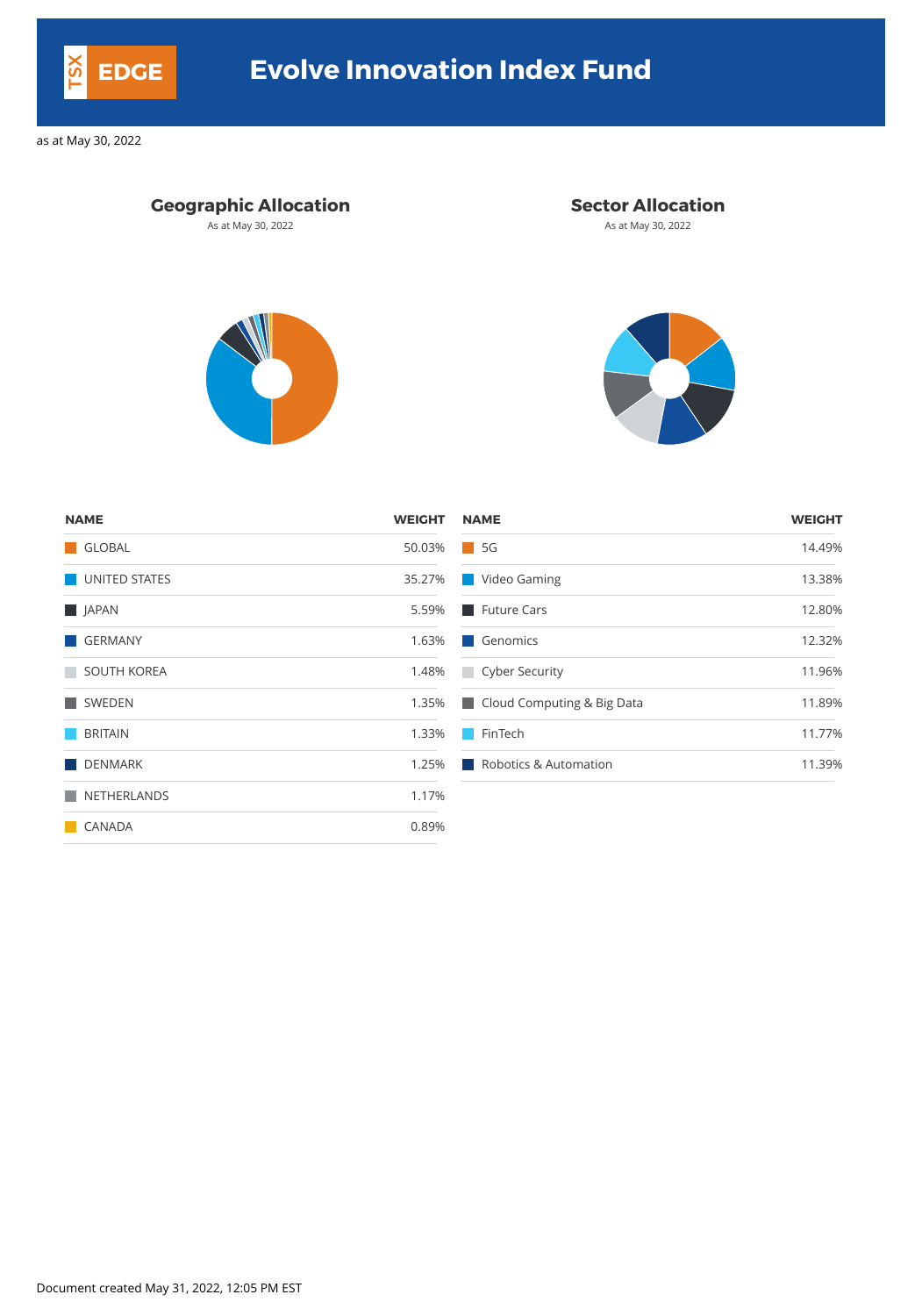# Evolve Innovation Index Fund

as at May 30, 2022

## Geographic Allocation

As at May 30, 2022

| NAME | WEIGHT |
|---|---|
| GLOBAL | 50.03% |
| UNITED STATES | 35.27% |
| JAPAN | 5.59% |
| GERMANY | 1.63% |
| SOUTH KOREA | 1.48% |
| SWEDEN | 1.35% |
| BRITAIN | 1.33% |
| DENMARK | 1.25% |
| NETHERLANDS | 1.17% |
| CANADA | 0.89% |

## Sector Allocation

As at May 30, 2022

| NAME | WEIGHT |
|---|---|
| 5G | 14.49% |
| Video Gaming | 13.38% |
| Future Cars | 12.80% |
| Genomics | 12.32% |
| Cyber Security | 11.96% |
| Cloud Computing & Big Data | 11.89% |
| FinTech | 11.77% |
| Robotics & Automation | 11.39% |

Document created May 31, 2022, 12:05 PM EST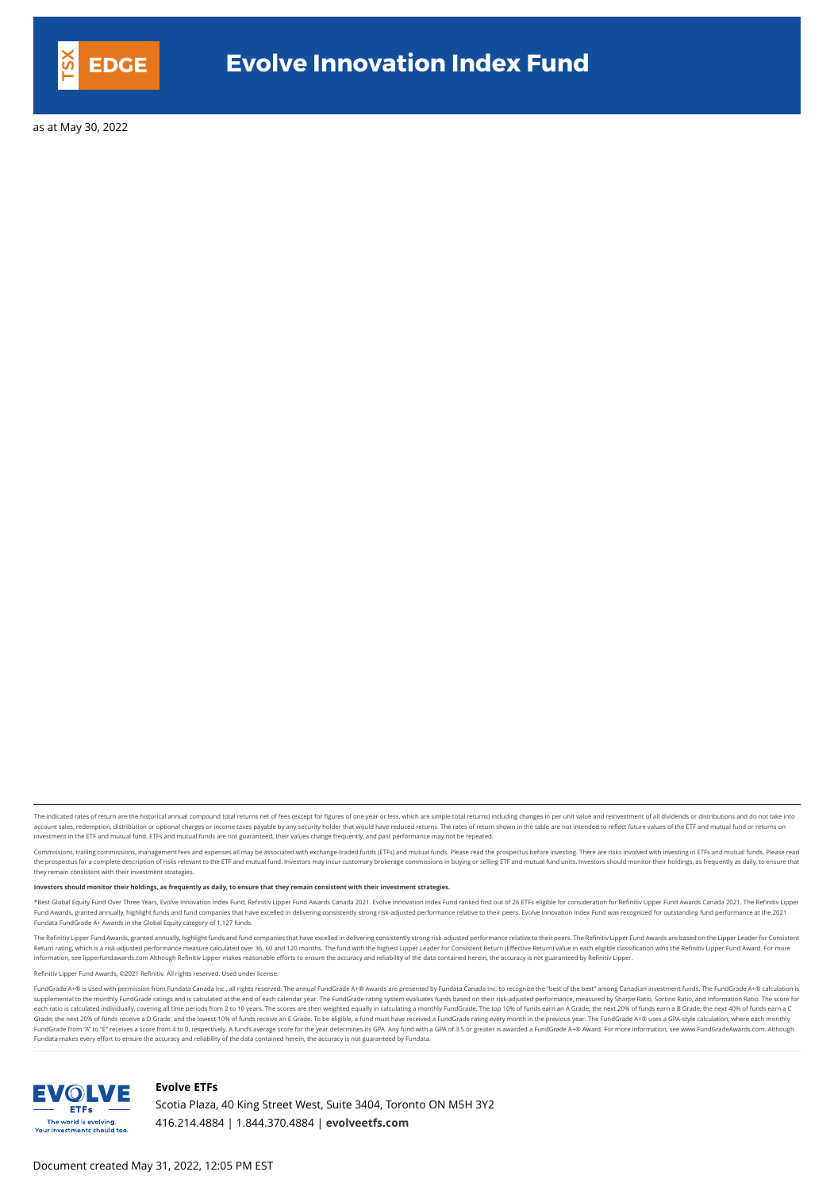# Evolve Innovation Index Fund

TSX EDGE

as at May 30, 2022

The indicated rates of return are the historical annual compound total returns net of fees (except for figures of one year or less, which are simple total returns) including changes in per unit value and reinvestment of all dividends or distributions and do not take into account sales, redemption, distribution or optional charges or income taxes payable by any security holder that would have reduced returns. The rates of return shown in the table are not intended to reflect future values of the ETF and mutual fund or returns on investment in the ETF and mutual fund. ETFs and mutual funds are not guaranteed, their values change frequently, and past performance may not be repeated.

Commissions, trailing commissions, management fees and expenses all may be associated with exchange-traded funds (ETFs) and mutual funds. Please read the prospectus before investing. There are risks involved with investing in ETFs and mutual funds. Please read the prospectus for a complete description of risks relevant to the ETF and mutual fund. Investors may incur customary brokerage commissions in buying or selling ETF and mutual fund units. Investors should monitor their holdings, as frequently as daily, to ensure that they remain consistent with their investment strategies.

**Investors should monitor their holdings, as frequently as daily, to ensure that they remain consistent with their investment strategies.**

*Best Global Equity Fund Over Three Years, Evolve Innovation Index Fund, Refinitiv Lipper Fund Awards Canada 2021. Evolve Innovation Index Fund ranked first out of 26 ETFs eligible for consideration for Refinitiv Lipper Fund Awards Canada 2021. The Refinitiv Lipper Fund Awards, granted annually, highlight funds and fund companies that have excelled in delivering consistently strong risk-adjusted performance relative to their peers. Evolve Innovation Index Fund was recognized for outstanding fund performance at the 2021 Fundata FundGrade A+ Awards in the Global Equity category of 1,127 funds.

The Refinitiv Lipper Fund Awards, granted annually, highlight funds and fund companies that have excelled in delivering consistently strong risk-adjusted performance relative to their peers. The Refinitiv Lipper Fund Awards are based on the Lipper Leader for Consistent Return rating, which is a risk-adjusted performance measure calculated over 36, 60 and 120 months. The fund with the highest Lipper Leader for Consistent Return (Effective Return) value in each eligible classification wins the Refinitiv Lipper Fund Award. For more information, see lipperfundawards.com Although Refinitiv Lipper makes reasonable efforts to ensure the accuracy and reliability of the data contained herein, the accuracy is not guaranteed by Refinitiv Lipper.

Refinitiv Lipper Fund Awards, ©2021 Refinitiv. All rights reserved. Used under license.

FundGrade A+® is used with permission from Fundata Canada Inc., all rights reserved. The annual FundGrade A+® Awards are presented by Fundata Canada Inc. to recognize the "best of the best" among Canadian investment funds. The FundGrade A+® calculation is supplemental to the monthly FundGrade ratings and is calculated at the end of each calendar year. The FundGrade rating system evaluates funds based on their risk-adjusted performance, measured by Sharpe Ratio, Sortino Ratio, and Information Ratio. The score for each ratio is calculated individually, covering all time periods from 2 to 10 years. The scores are then weighted equally in calculating a monthly FundGrade. The top 10% of funds earn an A Grade; the next 20% of funds earn a B Grade; the next 40% of funds earn a C Grade; the next 20% of funds receive a D Grade; and the lowest 10% of funds receive an E Grade. To be eligible, a fund must have received a FundGrade rating every month in the previous year. The FundGrade A+® uses a GPA-style calculation, where each monthly FundGrade from "A" to "E" receives a score from 4 to 0, respectively. A fund's average score for the year determines its GPA. Any fund with a GPA of 3.5 or greater is awarded a FundGrade A+® Award. For more information, see www.FundGradeAwards.com. Although Fundata makes every effort to ensure the accuracy and reliability of the data contained herein, the accuracy is not guaranteed by Fundata.

EVOLVE ETFs
The world is evolving. Your investments should too.

**Evolve ETFs**
Scotia Plaza, 40 King Street West, Suite 3404, Toronto ON M5H 3Y2
416.214.4884 | 1.844.370.4884 | **evolveetfs.com**

Document created May 31, 2022, 12:05 PM EST